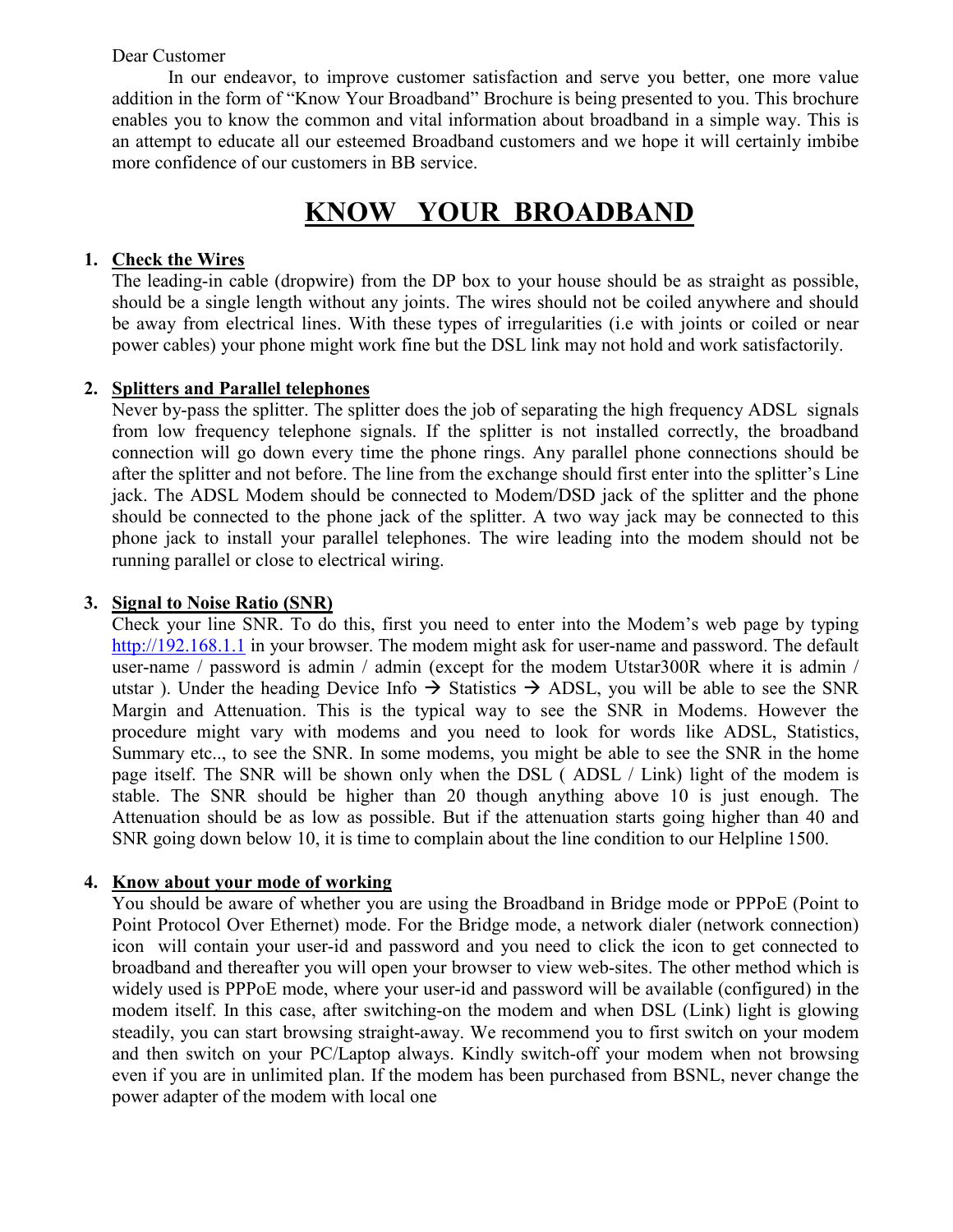Dear Customer

In our endeavor, to improve customer satisfaction and serve you better, one more value addition in the form of "Know Your Broadband" Brochure is being presented to you. This brochure enables you to know the common and vital information about broadband in a simple way. This is an attempt to educate all our esteemed Broadband customers and we hope it will certainly imbibe more confidence of our customers in BB service.

# KNOW YOUR BROADBAND

1. **Check the Wires**

   The leading-in cable (dropwire) from the DP box to your house should be as straight as possible, should be a single length without any joints. The wires should not be coiled anywhere and should be away from electrical lines. With these types of irregularities (i.e with joints or coiled or near power cables) your phone might work fine but the DSL link may not hold and work satisfactorily.

2. **Splitters and Parallel telephones**

   Never by-pass the splitter. The splitter does the job of separating the high frequency ADSL signals from low frequency telephone signals. If the splitter is not installed correctly, the broadband connection will go down every time the phone rings. Any parallel phone connections should be after the splitter and not before. The line from the exchange should first enter into the splitter's Line jack. The ADSL Modem should be connected to Modem/DSD jack of the splitter and the phone should be connected to the phone jack of the splitter. A two way jack may be connected to this phone jack to install your parallel telephones. The wire leading into the modem should not be running parallel or close to electrical wiring.

3. **Signal to Noise Ratio (SNR)**

   Check your line SNR. To do this, first you need to enter into the Modem's web page by typing http://192.168.1.1 in your browser. The modem might ask for user-name and password. The default user-name / password is admin / admin (except for the modem Utstar300R where it is admin / utstar ). Under the heading Device Info → Statistics → ADSL, you will be able to see the SNR Margin and Attenuation. This is the typical way to see the SNR in Modems. However the procedure might vary with modems and you need to look for words like ADSL, Statistics, Summary etc.., to see the SNR. In some modems, you might be able to see the SNR in the home page itself. The SNR will be shown only when the DSL ( ADSL / Link) light of the modem is stable. The SNR should be higher than 20 though anything above 10 is just enough. The Attenuation should be as low as possible. But if the attenuation starts going higher than 40 and SNR going down below 10, it is time to complain about the line condition to our Helpline 1500.

4. **Know about your mode of working**

   You should be aware of whether you are using the Broadband in Bridge mode or PPPoE (Point to Point Protocol Over Ethernet) mode. For the Bridge mode, a network dialer (network connection) icon will contain your user-id and password and you need to click the icon to get connected to broadband and thereafter you will open your browser to view web-sites. The other method which is widely used is PPPoE mode, where your user-id and password will be available (configured) in the modem itself. In this case, after switching-on the modem and when DSL (Link) light is glowing steadily, you can start browsing straight-away. We recommend you to first switch on your modem and then switch on your PC/Laptop always. Kindly switch-off your modem when not browsing even if you are in unlimited plan. If the modem has been purchased from BSNL, never change the power adapter of the modem with local one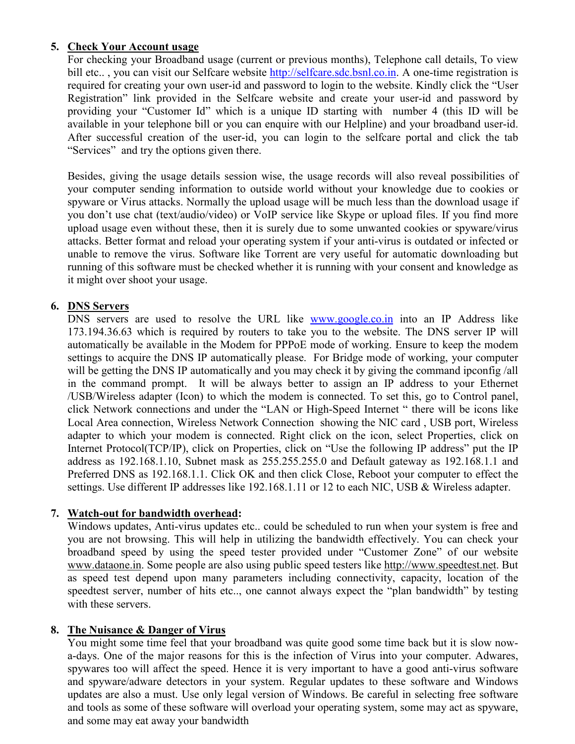5. **Check Your Account usage**

   For checking your Broadband usage (current or previous months), Telephone call details, To view bill etc.. , you can visit our Selfcare website http://selfcare.sdc.bsnl.co.in. A one-time registration is required for creating your own user-id and password to login to the website. Kindly click the "User Registration" link provided in the Selfcare website and create your user-id and password by providing your "Customer Id" which is a unique ID starting with number 4 (this ID will be available in your telephone bill or you can enquire with our Helpline) and your broadband user-id. After successful creation of the user-id, you can login to the selfcare portal and click the tab "Services" and try the options given there.

   Besides, giving the usage details session wise, the usage records will also reveal possibilities of your computer sending information to outside world without your knowledge due to cookies or spyware or Virus attacks. Normally the upload usage will be much less than the download usage if you don't use chat (text/audio/video) or VoIP service like Skype or upload files. If you find more upload usage even without these, then it is surely due to some unwanted cookies or spyware/virus attacks. Better format and reload your operating system if your anti-virus is outdated or infected or unable to remove the virus. Software like Torrent are very useful for automatic downloading but running of this software must be checked whether it is running with your consent and knowledge as it might over shoot your usage.

6. **DNS Servers**

   DNS servers are used to resolve the URL like www.google.co.in into an IP Address like 173.194.36.63 which is required by routers to take you to the website. The DNS server IP will automatically be available in the Modem for PPPoE mode of working. Ensure to keep the modem settings to acquire the DNS IP automatically please. For Bridge mode of working, your computer will be getting the DNS IP automatically and you may check it by giving the command ipconfig /all in the command prompt. It will be always better to assign an IP address to your Ethernet /USB/Wireless adapter (Icon) to which the modem is connected. To set this, go to Control panel, click Network connections and under the "LAN or High-Speed Internet " there will be icons like Local Area connection, Wireless Network Connection showing the NIC card , USB port, Wireless adapter to which your modem is connected. Right click on the icon, select Properties, click on Internet Protocol(TCP/IP), click on Properties, click on "Use the following IP address" put the IP address as 192.168.1.10, Subnet mask as 255.255.255.0 and Default gateway as 192.168.1.1 and Preferred DNS as 192.168.1.1. Click OK and then click Close, Reboot your computer to effect the settings. Use different IP addresses like 192.168.1.11 or 12 to each NIC, USB & Wireless adapter.

7. **Watch-out for bandwidth overhead:**

   Windows updates, Anti-virus updates etc.. could be scheduled to run when your system is free and you are not browsing. This will help in utilizing the bandwidth effectively. You can check your broadband speed by using the speed tester provided under "Customer Zone" of our website www.dataone.in. Some people are also using public speed testers like http://www.speedtest.net. But as speed test depend upon many parameters including connectivity, capacity, location of the speedtest server, number of hits etc.., one cannot always expect the "plan bandwidth" by testing with these servers.

8. **The Nuisance & Danger of Virus**

   You might some time feel that your broadband was quite good some time back but it is slow now-a-days. One of the major reasons for this is the infection of Virus into your computer. Adwares, spywares too will affect the speed. Hence it is very important to have a good anti-virus software and spyware/adware detectors in your system. Regular updates to these software and Windows updates are also a must. Use only legal version of Windows. Be careful in selecting free software and tools as some of these software will overload your operating system, some may act as spyware, and some may eat away your bandwidth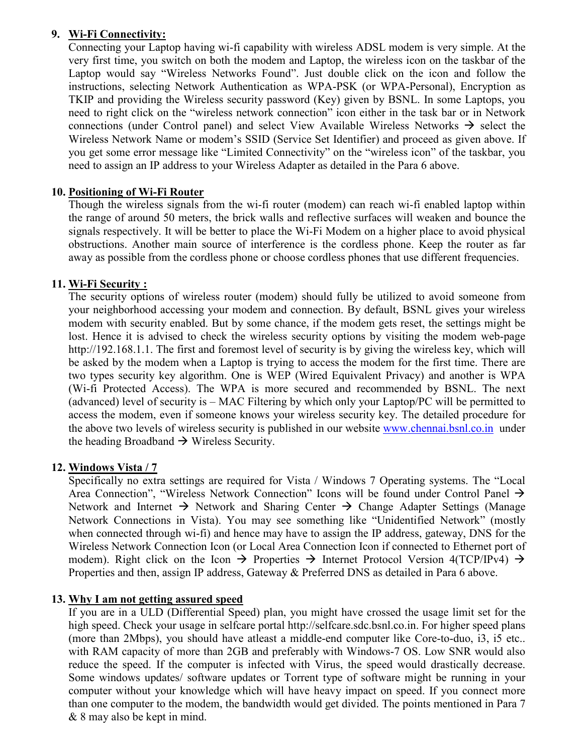9. **Wi-Fi Connectivity:**

   Connecting your Laptop having wi-fi capability with wireless ADSL modem is very simple. At the very first time, you switch on both the modem and Laptop, the wireless icon on the taskbar of the Laptop would say "Wireless Networks Found". Just double click on the icon and follow the instructions, selecting Network Authentication as WPA-PSK (or WPA-Personal), Encryption as TKIP and providing the Wireless security password (Key) given by BSNL. In some Laptops, you need to right click on the "wireless network connection" icon either in the task bar or in Network connections (under Control panel) and select View Available Wireless Networks → select the Wireless Network Name or modem's SSID (Service Set Identifier) and proceed as given above. If you get some error message like "Limited Connectivity" on the "wireless icon" of the taskbar, you need to assign an IP address to your Wireless Adapter as detailed in the Para 6 above.

10. **Positioning of Wi-Fi Router**

    Though the wireless signals from the wi-fi router (modem) can reach wi-fi enabled laptop within the range of around 50 meters, the brick walls and reflective surfaces will weaken and bounce the signals respectively. It will be better to place the Wi-Fi Modem on a higher place to avoid physical obstructions. Another main source of interference is the cordless phone. Keep the router as far away as possible from the cordless phone or choose cordless phones that use different frequencies.

11. **Wi-Fi Security :**

    The security options of wireless router (modem) should fully be utilized to avoid someone from your neighborhood accessing your modem and connection. By default, BSNL gives your wireless modem with security enabled. But by some chance, if the modem gets reset, the settings might be lost. Hence it is advised to check the wireless security options by visiting the modem web-page http://192.168.1.1. The first and foremost level of security is by giving the wireless key, which will be asked by the modem when a Laptop is trying to access the modem for the first time. There are two types security key algorithm. One is WEP (Wired Equivalent Privacy) and another is WPA (Wi-fi Protected Access). The WPA is more secured and recommended by BSNL. The next (advanced) level of security is – MAC Filtering by which only your Laptop/PC will be permitted to access the modem, even if someone knows your wireless security key. The detailed procedure for the above two levels of wireless security is published in our website www.chennai.bsnl.co.in under the heading Broadband → Wireless Security.

12. **Windows Vista / 7**

    Specifically no extra settings are required for Vista / Windows 7 Operating systems. The "Local Area Connection", "Wireless Network Connection" Icons will be found under Control Panel → Network and Internet → Network and Sharing Center → Change Adapter Settings (Manage Network Connections in Vista). You may see something like "Unidentified Network" (mostly when connected through wi-fi) and hence may have to assign the IP address, gateway, DNS for the Wireless Network Connection Icon (or Local Area Connection Icon if connected to Ethernet port of modem). Right click on the Icon → Properties → Internet Protocol Version 4(TCP/IPv4) → Properties and then, assign IP address, Gateway & Preferred DNS as detailed in Para 6 above.

13. **Why I am not getting assured speed**

    If you are in a ULD (Differential Speed) plan, you might have crossed the usage limit set for the high speed. Check your usage in selfcare portal http://selfcare.sdc.bsnl.co.in. For higher speed plans (more than 2Mbps), you should have atleast a middle-end computer like Core-to-duo, i3, i5 etc.. with RAM capacity of more than 2GB and preferably with Windows-7 OS. Low SNR would also reduce the speed. If the computer is infected with Virus, the speed would drastically decrease. Some windows updates/ software updates or Torrent type of software might be running in your computer without your knowledge which will have heavy impact on speed. If you connect more than one computer to the modem, the bandwidth would get divided. The points mentioned in Para 7 & 8 may also be kept in mind.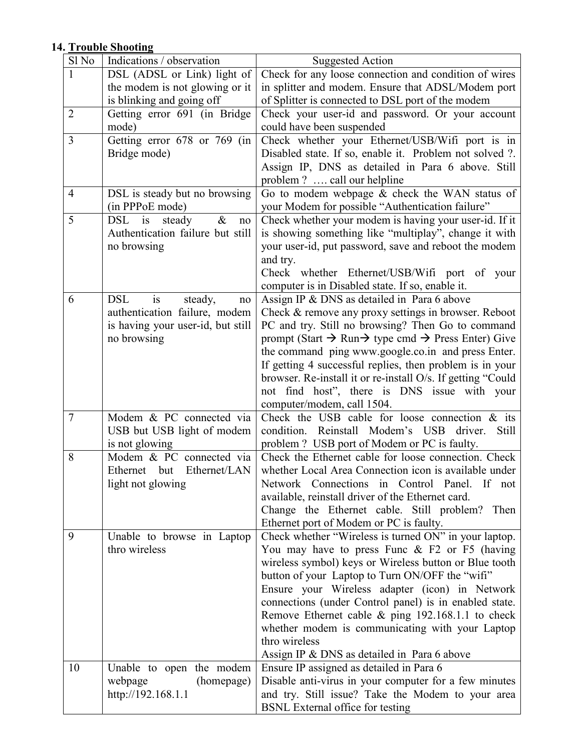## 14. Trouble Shooting

| Sl No | Indications / observation | Suggested Action |
|---|---|---|
| 1 | DSL (ADSL or Link) light of the modem is not glowing or it is blinking and going off | Check for any loose connection and condition of wires in splitter and modem. Ensure that ADSL/Modem port of Splitter is connected to DSL port of the modem |
| 2 | Getting error 691 (in Bridge mode) | Check your user-id and password. Or your account could have been suspended |
| 3 | Getting error 678 or 769 (in Bridge mode) | Check whether your Ethernet/USB/Wifi port is in Disabled state. If so, enable it. Problem not solved ?. Assign IP, DNS as detailed in Para 6 above. Still problem ? …. call our helpline |
| 4 | DSL is steady but no browsing (in PPPoE mode) | Go to modem webpage & check the WAN status of your Modem for possible "Authentication failure" |
| 5 | DSL is steady & no Authentication failure but still no browsing | Check whether your modem is having your user-id. If it is showing something like "multiplay", change it with your user-id, put password, save and reboot the modem and try.<br>Check whether Ethernet/USB/Wifi port of your computer is in Disabled state. If so, enable it. |
| 6 | DSL is steady, no authentication failure, modem is having your user-id, but still no browsing | Assign IP & DNS as detailed in Para 6 above<br>Check & remove any proxy settings in browser. Reboot PC and try. Still no browsing? Then Go to command prompt (Start → Run→ type cmd → Press Enter) Give the command ping www.google.co.in and press Enter. If getting 4 successful replies, then problem is in your browser. Re-install it or re-install O/s. If getting "Could not find host", there is DNS issue with your computer/modem, call 1504. |
| 7 | Modem & PC connected via USB but USB light of modem is not glowing | Check the USB cable for loose connection & its condition. Reinstall Modem's USB driver. Still problem ? USB port of Modem or PC is faulty. |
| 8 | Modem & PC connected via Ethernet but Ethernet/LAN light not glowing | Check the Ethernet cable for loose connection. Check whether Local Area Connection icon is available under Network Connections in Control Panel. If not available, reinstall driver of the Ethernet card.<br>Change the Ethernet cable. Still problem? Then Ethernet port of Modem or PC is faulty. |
| 9 | Unable to browse in Laptop thro wireless | Check whether "Wireless is turned ON" in your laptop. You may have to press Func & F2 or F5 (having wireless symbol) keys or Wireless button or Blue tooth button of your Laptop to Turn ON/OFF the "wifi"<br>Ensure your Wireless adapter (icon) in Network connections (under Control panel) is in enabled state. Remove Ethernet cable & ping 192.168.1.1 to check whether modem is communicating with your Laptop thro wireless<br>Assign IP & DNS as detailed in Para 6 above |
| 10 | Unable to open the modem webpage (homepage) http://192.168.1.1 | Ensure IP assigned as detailed in Para 6<br>Disable anti-virus in your computer for a few minutes and try. Still issue? Take the Modem to your area BSNL External office for testing |